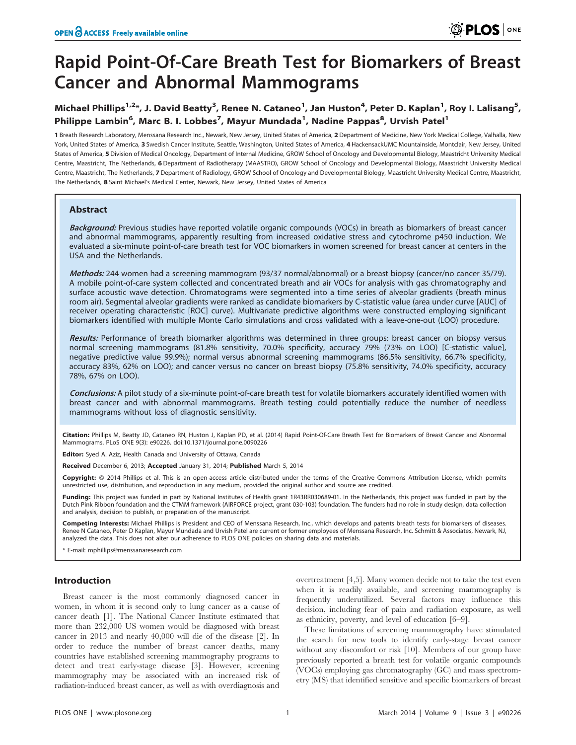# Rapid Point-Of-Care Breath Test for Biomarkers of Breast Cancer and Abnormal Mammograms

**Michael Phillips[1,2]*, J. David Beatty[3], Renee N. Cataneo[1], Jan Huston[4], Peter D. Kaplan[1], Roy I. Lalisang[5], Philippe Lambin[6], Marc B. I. Lobbes[7], Mayur Mundada[1], Nadine Pappas[8], Urvish Patel[1]**

**1** Breath Research Laboratory, Menssana Research Inc., Newark, New Jersey, United States of America, **2** Department of Medicine, New York Medical College, Valhalla, New York, United States of America, **3** Swedish Cancer Institute, Seattle, Washington, United States of America, **4** HackensackUMC Mountainside, Montclair, New Jersey, United States of America, **5** Division of Medical Oncology, Department of Internal Medicine, GROW School of Oncology and Developmental Biology, Maastricht University Medical Centre, Maastricht, The Netherlands, **6** Department of Radiotherapy (MAASTRO), GROW School of Oncology and Developmental Biology, Maastricht University Medical Centre, Maastricht, The Netherlands, **7** Department of Radiology, GROW School of Oncology and Developmental Biology, Maastricht University Medical Centre, Maastricht, The Netherlands, **8** Saint Michael's Medical Center, Newark, New Jersey, United States of America

## Abstract

***Background:*** Previous studies have reported volatile organic compounds (VOCs) in breath as biomarkers of breast cancer and abnormal mammograms, apparently resulting from increased oxidative stress and cytochrome p450 induction. We evaluated a six-minute point-of-care breath test for VOC biomarkers in women screened for breast cancer at centers in the USA and the Netherlands.

***Methods:*** 244 women had a screening mammogram (93/37 normal/abnormal) or a breast biopsy (cancer/no cancer 35/79). A mobile point-of-care system collected and concentrated breath and air VOCs for analysis with gas chromatography and surface acoustic wave detection. Chromatograms were segmented into a time series of alveolar gradients (breath minus room air). Segmental alveolar gradients were ranked as candidate biomarkers by C-statistic value (area under curve [AUC] of receiver operating characteristic [ROC] curve). Multivariate predictive algorithms were constructed employing significant biomarkers identified with multiple Monte Carlo simulations and cross validated with a leave-one-out (LOO) procedure.

***Results:*** Performance of breath biomarker algorithms was determined in three groups: breast cancer on biopsy versus normal screening mammograms (81.8% sensitivity, 70.0% specificity, accuracy 79% (73% on LOO) [C-statistic value], negative predictive value 99.9%); normal versus abnormal screening mammograms (86.5% sensitivity, 66.7% specificity, accuracy 83%, 62% on LOO); and cancer versus no cancer on breast biopsy (75.8% sensitivity, 74.0% specificity, accuracy 78%, 67% on LOO).

***Conclusions:*** A pilot study of a six-minute point-of-care breath test for volatile biomarkers accurately identified women with breast cancer and with abnormal mammograms. Breath testing could potentially reduce the number of needless mammograms without loss of diagnostic sensitivity.

**Citation:** Phillips M, Beatty JD, Cataneo RN, Huston J, Kaplan PD, et al. (2014) Rapid Point-Of-Care Breath Test for Biomarkers of Breast Cancer and Abnormal Mammograms. PLoS ONE 9(3): e90226. doi:10.1371/journal.pone.0090226

**Editor:** Syed A. Aziz, Health Canada and University of Ottawa, Canada

**Received** December 6, 2013; **Accepted** January 31, 2014; **Published** March 5, 2014

**Copyright:** © 2014 Phillips et al. This is an open-access article distributed under the terms of the Creative Commons Attribution License, which permits unrestricted use, distribution, and reproduction in any medium, provided the original author and source are credited.

**Funding:** This project was funded in part by National Institutes of Health grant 1R43RR030689-01. In the Netherlands, this project was funded in part by the Dutch Pink Ribbon foundation and the CTMM framework (AIRFORCE project, grant 030-103) foundation. The funders had no role in study design, data collection and analysis, decision to publish, or preparation of the manuscript.

**Competing Interests:** Michael Phillips is President and CEO of Menssana Research, Inc., which develops and patents breath tests for biomarkers of diseases. Renee N Cataneo, Peter D Kaplan, Mayur Mundada and Urvish Patel are current or former employees of Menssana Research, Inc. Schmitt & Associates, Newark, NJ, analyzed the data. This does not alter our adherence to PLOS ONE policies on sharing data and materials.

\* E-mail: mphillips@menssanaresearch.com

## Introduction

Breast cancer is the most commonly diagnosed cancer in women, in whom it is second only to lung cancer as a cause of cancer death [1]. The National Cancer Institute estimated that more than 232,000 US women would be diagnosed with breast cancer in 2013 and nearly 40,000 will die of the disease [2]. In order to reduce the number of breast cancer deaths, many countries have established screening mammography programs to detect and treat early-stage disease [3]. However, screening mammography may be associated with an increased risk of radiation-induced breast cancer, as well as with overdiagnosis and overtreatment [4,5]. Many women decide not to take the test even when it is readily available, and screening mammography is frequently underutilized. Several factors may influence this decision, including fear of pain and radiation exposure, as well as ethnicity, poverty, and level of education [6–9].

These limitations of screening mammography have stimulated the search for new tools to identify early-stage breast cancer without any discomfort or risk [10]. Members of our group have previously reported a breath test for volatile organic compounds (VOCs) employing gas chromatography (GC) and mass spectrometry (MS) that identified sensitive and specific biomarkers of breast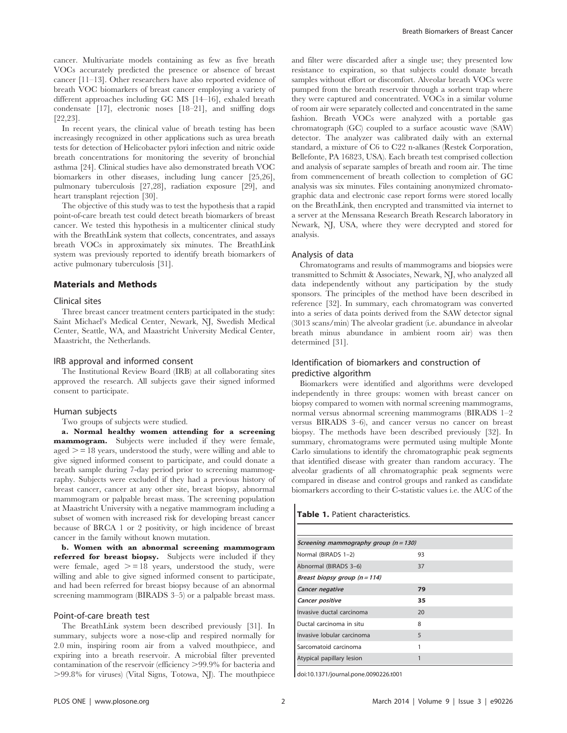cancer. Multivariate models containing as few as five breath VOCs accurately predicted the presence or absence of breast cancer [11–13]. Other researchers have also reported evidence of breath VOC biomarkers of breast cancer employing a variety of different approaches including GC MS [14–16], exhaled breath condensate [17], electronic noses [18–21], and sniffing dogs [22,23].

In recent years, the clinical value of breath testing has been increasingly recognized in other applications such as urea breath tests for detection of Helicobacter pylori infection and nitric oxide breath concentrations for monitoring the severity of bronchial asthma [24]. Clinical studies have also demonstrated breath VOC biomarkers in other diseases, including lung cancer [25,26], pulmonary tuberculosis [27,28], radiation exposure [29], and heart transplant rejection [30].

The objective of this study was to test the hypothesis that a rapid point-of-care breath test could detect breath biomarkers of breast cancer. We tested this hypothesis in a multicenter clinical study with the BreathLink system that collects, concentrates, and assays breath VOCs in approximately six minutes. The BreathLink system was previously reported to identify breath biomarkers of active pulmonary tuberculosis [31].

## Materials and Methods

### Clinical sites

Three breast cancer treatment centers participated in the study: Saint Michael's Medical Center, Newark, NJ, Swedish Medical Center, Seattle, WA, and Maastricht University Medical Center, Maastricht, the Netherlands.

### IRB approval and informed consent

The Institutional Review Board (IRB) at all collaborating sites approved the research. All subjects gave their signed informed consent to participate.

### Human subjects

Two groups of subjects were studied.

**a. Normal healthy women attending for a screening mammogram.** Subjects were included if they were female, aged >= 18 years, understood the study, were willing and able to give signed informed consent to participate, and could donate a breath sample during 7-day period prior to screening mammography. Subjects were excluded if they had a previous history of breast cancer, cancer at any other site, breast biopsy, abnormal mammogram or palpable breast mass. The screening population at Maastricht University with a negative mammogram including a subset of women with increased risk for developing breast cancer because of BRCA 1 or 2 positivity, or high incidence of breast cancer in the family without known mutation.

**b. Women with an abnormal screening mammogram referred for breast biopsy.** Subjects were included if they were female, aged >= 18 years, understood the study, were willing and able to give signed informed consent to participate, and had been referred for breast biopsy because of an abnormal screening mammogram (BIRADS 3–5) or a palpable breast mass.

### Point-of-care breath test

The BreathLink system been described previously [31]. In summary, subjects wore a nose-clip and respired normally for 2.0 min, inspiring room air from a valved mouthpiece, and expiring into a breath reservoir. A microbial filter prevented contamination of the reservoir (efficiency >99.9% for bacteria and >99.8% for viruses) (Vital Signs, Totowa, NJ). The mouthpiece and filter were discarded after a single use; they presented low resistance to expiration, so that subjects could donate breath samples without effort or discomfort. Alveolar breath VOCs were pumped from the breath reservoir through a sorbent trap where they were captured and concentrated. VOCs in a similar volume of room air were separately collected and concentrated in the same fashion. Breath VOCs were analyzed with a portable gas chromatograph (GC) coupled to a surface acoustic wave (SAW) detector. The analyzer was calibrated daily with an external standard, a mixture of C6 to C22 n-alkanes (Restek Corporation, Bellefonte, PA 16823, USA). Each breath test comprised collection and analysis of separate samples of breath and room air. The time from commencement of breath collection to completion of GC analysis was six minutes. Files containing anonymized chromatographic data and electronic case report forms were stored locally on the BreathLink, then encrypted and transmitted via internet to a server at the Menssana Research Breath Research laboratory in Newark, NJ, USA, where they were decrypted and stored for analysis.

### Analysis of data

Chromatograms and results of mammograms and biopsies were transmitted to Schmitt & Associates, Newark, NJ, who analyzed all data independently without any participation by the study sponsors. The principles of the method have been described in reference [32]. In summary, each chromatogram was converted into a series of data points derived from the SAW detector signal (3013 scans/min) The alveolar gradient (i.e. abundance in alveolar breath minus abundance in ambient room air) was then determined [31].

### Identification of biomarkers and construction of predictive algorithm

Biomarkers were identified and algorithms were developed independently in three groups: women with breast cancer on biopsy compared to women with normal screening mammograms, normal versus abnormal screening mammograms (BIRADS 1–2 versus BIRADS 3–6), and cancer versus no cancer on breast biopsy. The methods have been described previously [32]. In summary, chromatograms were permuted using multiple Monte Carlo simulations to identify the chromatographic peak segments that identified disease with greater than random accuracy. The alveolar gradients of all chromatographic peak segments were compared in disease and control groups and ranked as candidate biomarkers according to their C-statistic values i.e. the AUC of the

**Table 1.** Patient characteristics.

| | |
|---|---|
| ***Screening mammography group (n = 130)*** | |
| Normal (BIRADS 1–2) | 93 |
| Abnormal (BIRADS 3–6) | 37 |
| ***Breast biopsy group (n = 114)*** | |
| ***Cancer negative*** | **79** |
| ***Cancer positive*** | **35** |
| Invasive ductal carcinoma | 20 |
| Ductal carcinoma in situ | 8 |
| Invasive lobular carcinoma | 5 |
| Sarcomatoid carcinoma | 1 |
| Atypical papillary lesion | 1 |

doi:10.1371/journal.pone.0090226.t001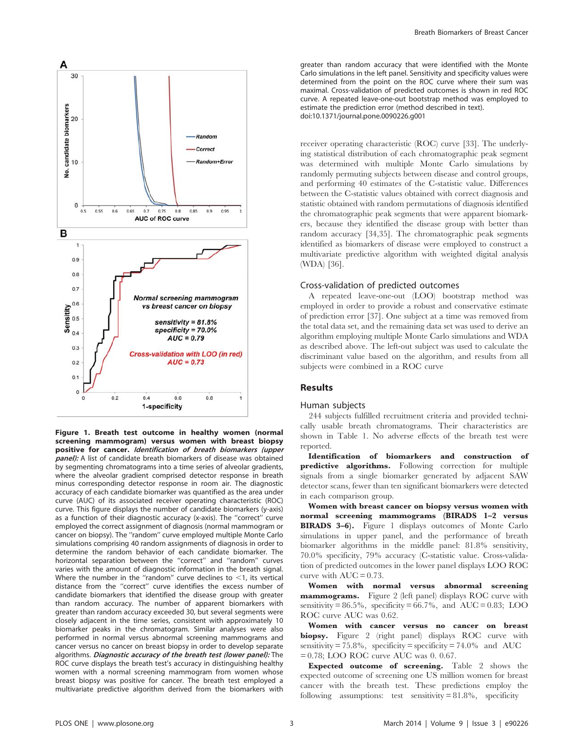A

30

20

10

0

No. candidate biomarkers

0.5 0.55 0.6 0.65 0.7 0.75 0.8 0.85 0.9 0.95 1

AUC of ROC curve

Random

Correct

Random+Error

B

Sensitity

1-specificity

Normal screening mammogram vs breast cancer on biopsy

sensitivity = 81.8%

specificity = 70.0%

AUC = 0.79

Cross-validation with LOO (in red)

AUC = 0.73

**Figure 1. Breath test outcome in healthy women (normal screening mammogram) versus women with breast biopsy positive for cancer.** ***Identification of breath biomarkers (upper panel):*** A list of candidate breath biomarkers of disease was obtained by segmenting chromatograms into a time series of alveolar gradients, where the alveolar gradient comprised detector response in breath minus corresponding detector response in room air. The diagnostic accuracy of each candidate biomarker was quantified as the area under curve (AUC) of its associated receiver operating characteristic (ROC) curve. This figure displays the number of candidate biomarkers (y-axis) as a function of their diagnostic accuracy (x-axis). The "correct" curve employed the correct assignment of diagnosis (normal mammogram or cancer on biopsy). The "random" curve employed multiple Monte Carlo simulations comprising 40 random assignments of diagnosis in order to determine the random behavior of each candidate biomarker. The horizontal separation between the "correct" and "random" curves varies with the amount of diagnostic information in the breath signal. Where the number in the "random" curve declines to <1, its vertical distance from the "correct" curve identifies the excess number of candidate biomarkers that identified the disease group with greater than random accuracy. The number of apparent biomarkers with greater than random accuracy exceeded 30, but several segments were closely adjacent in the time series, consistent with approximately 10 biomarker peaks in the chromatogram. Similar analyses were also performed in normal versus abnormal screening mammograms and cancer versus no cancer on breast biopsy in order to develop separate algorithms. ***Diagnostic accuracy of the breath test (lower panel):*** The ROC curve displays the breath test's accuracy in distinguishing healthy women with a normal screening mammogram from women whose breast biopsy was positive for cancer. The breath test employed a multivariate predictive algorithm derived from the biomarkers with greater than random accuracy that were identified with the Monte Carlo simulations in the left panel. Sensitivity and specificity values were determined from the point on the ROC curve where their sum was maximal. Cross-validation of predicted outcomes is shown in red ROC curve. A repeated leave-one-out bootstrap method was employed to estimate the prediction error (method described in text).
doi:10.1371/journal.pone.0090226.g001

receiver operating characteristic (ROC) curve [33]. The underlying statistical distribution of each chromatographic peak segment was determined with multiple Monte Carlo simulations by randomly permuting subjects between disease and control groups, and performing 40 estimates of the C-statistic value. Differences between the C-statistic values obtained with correct diagnosis and statistic obtained with random permutations of diagnosis identified the chromatographic peak segments that were apparent biomarkers, because they identified the disease group with better than random accuracy [34,35]. The chromatographic peak segments identified as biomarkers of disease were employed to construct a multivariate predictive algorithm with weighted digital analysis (WDA) [36].

### Cross-validation of predicted outcomes

A repeated leave-one-out (LOO) bootstrap method was employed in order to provide a robust and conservative estimate of prediction error [37]. One subject at a time was removed from the total data set, and the remaining data set was used to derive an algorithm employing multiple Monte Carlo simulations and WDA as described above. The left-out subject was used to calculate the discriminant value based on the algorithm, and results from all subjects were combined in a ROC curve

## Results

### Human subjects

244 subjects fulfilled recruitment criteria and provided technically usable breath chromatograms. Their characteristics are shown in Table 1. No adverse effects of the breath test were reported.

**Identification of biomarkers and construction of predictive algorithms.** Following correction for multiple signals from a single biomarker generated by adjacent SAW detector scans, fewer than ten significant biomarkers were detected in each comparison group.

**Women with breast cancer on biopsy versus women with normal screening mammograms (BIRADS 1–2 versus BIRADS 3–6).** Figure 1 displays outcomes of Monte Carlo simulations in upper panel, and the performance of breath biomarker algorithms in the middle panel: 81.8% sensitivity, 70.0% specificity, 79% accuracy (C-statistic value. Cross-validation of predicted outcomes in the lower panel displays LOO ROC curve with AUC = 0.73.

**Women with normal versus abnormal screening mammograms.** Figure 2 (left panel) displays ROC curve with sensitivity = 86.5%, specificity = 66.7%, and AUC = 0.83; LOO ROC curve AUC was 0.62.

**Women with cancer versus no cancer on breast biopsy.** Figure 2 (right panel) displays ROC curve with sensitivity = 75.8%, specificity = specificity = 74.0% and AUC = 0.78; LOO ROC curve AUC was 0. 0.67.

**Expected outcome of screening.** Table 2 shows the expected outcome of screening one US million women for breast cancer with the breath test. These predictions employ the following assumptions: test sensitivity = 81.8%, specificity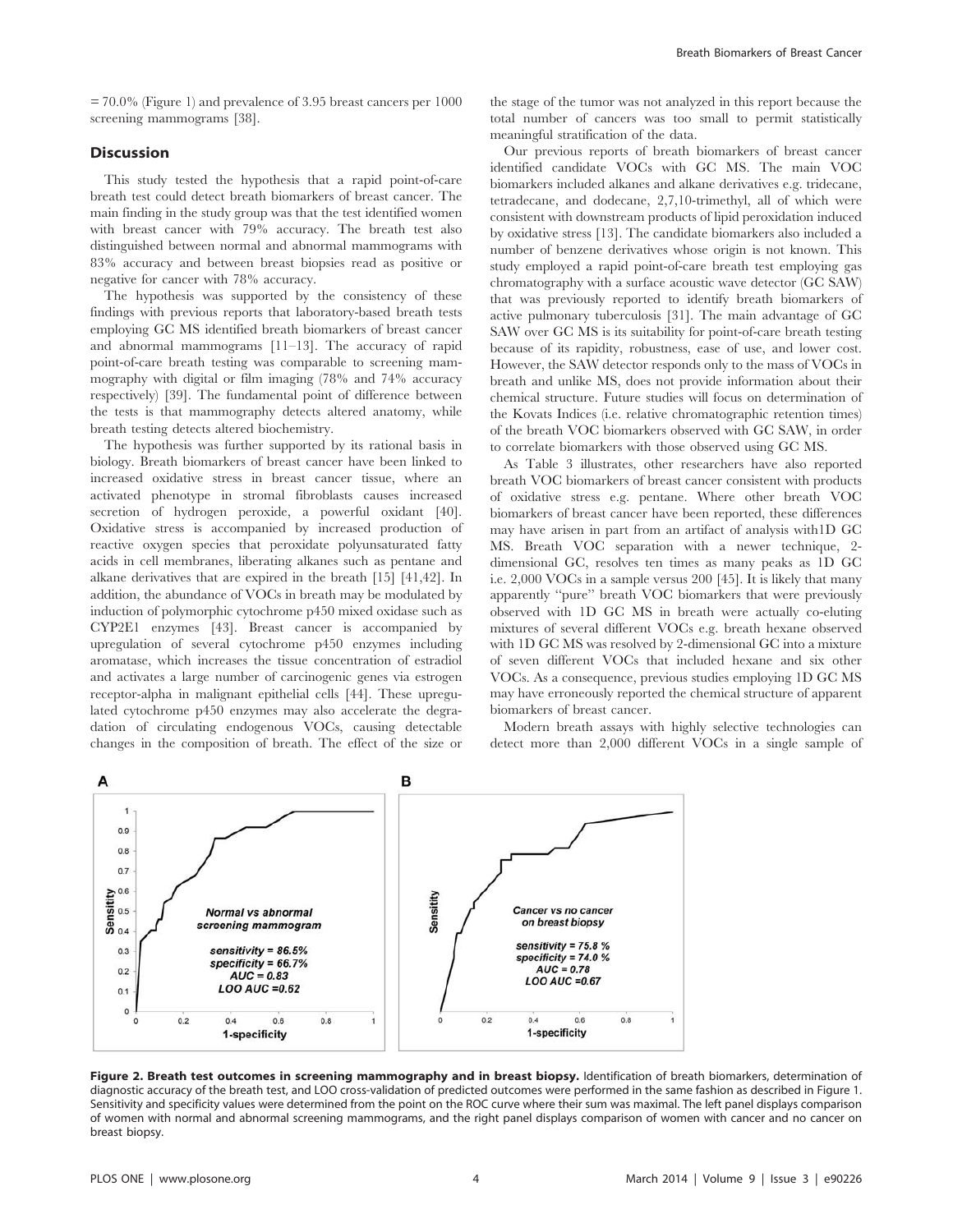= 70.0% (Figure 1) and prevalence of 3.95 breast cancers per 1000 screening mammograms [38].

## Discussion

This study tested the hypothesis that a rapid point-of-care breath test could detect breath biomarkers of breast cancer. The main finding in the study group was that the test identified women with breast cancer with 79% accuracy. The breath test also distinguished between normal and abnormal mammograms with 83% accuracy and between breast biopsies read as positive or negative for cancer with 78% accuracy.

The hypothesis was supported by the consistency of these findings with previous reports that laboratory-based breath tests employing GC MS identified breath biomarkers of breast cancer and abnormal mammograms [11–13]. The accuracy of rapid point-of-care breath testing was comparable to screening mammography with digital or film imaging (78% and 74% accuracy respectively) [39]. The fundamental point of difference between the tests is that mammography detects altered anatomy, while breath testing detects altered biochemistry.

The hypothesis was further supported by its rational basis in biology. Breath biomarkers of breast cancer have been linked to increased oxidative stress in breast cancer tissue, where an activated phenotype in stromal fibroblasts causes increased secretion of hydrogen peroxide, a powerful oxidant [40]. Oxidative stress is accompanied by increased production of reactive oxygen species that peroxidate polyunsaturated fatty acids in cell membranes, liberating alkanes such as pentane and alkane derivatives that are expired in the breath [15] [41,42]. In addition, the abundance of VOCs in breath may be modulated by induction of polymorphic cytochrome p450 mixed oxidase such as CYP2E1 enzymes [43]. Breast cancer is accompanied by upregulation of several cytochrome p450 enzymes including aromatase, which increases the tissue concentration of estradiol and activates a large number of carcinogenic genes via estrogen receptor-alpha in malignant epithelial cells [44]. These upregulated cytochrome p450 enzymes may also accelerate the degradation of circulating endogenous VOCs, causing detectable changes in the composition of breath. The effect of the size or the stage of the tumor was not analyzed in this report because the total number of cancers was too small to permit statistically meaningful stratification of the data.

Our previous reports of breath biomarkers of breast cancer identified candidate VOCs with GC MS. The main VOC biomarkers included alkanes and alkane derivatives e.g. tridecane, tetradecane, and dodecane, 2,7,10-trimethyl, all of which were consistent with downstream products of lipid peroxidation induced by oxidative stress [13]. The candidate biomarkers also included a number of benzene derivatives whose origin is not known. This study employed a rapid point-of-care breath test employing gas chromatography with a surface acoustic wave detector (GC SAW) that was previously reported to identify breath biomarkers of active pulmonary tuberculosis [31]. The main advantage of GC SAW over GC MS is its suitability for point-of-care breath testing because of its rapidity, robustness, ease of use, and lower cost. However, the SAW detector responds only to the mass of VOCs in breath and unlike MS, does not provide information about their chemical structure. Future studies will focus on determination of the Kovats Indices (i.e. relative chromatographic retention times) of the breath VOC biomarkers observed with GC SAW, in order to correlate biomarkers with those observed using GC MS.

As Table 3 illustrates, other researchers have also reported breath VOC biomarkers of breast cancer consistent with products of oxidative stress e.g. pentane. Where other breath VOC biomarkers of breast cancer have been reported, these differences may have arisen in part from an artifact of analysis with1D GC MS. Breath VOC separation with a newer technique, 2-dimensional GC, resolves ten times as many peaks as 1D GC i.e. 2,000 VOCs in a sample versus 200 [45]. It is likely that many apparently "pure" breath VOC biomarkers that were previously observed with 1D GC MS in breath were actually co-eluting mixtures of several different VOCs e.g. breath hexane observed with 1D GC MS was resolved by 2-dimensional GC into a mixture of seven different VOCs that included hexane and six other VOCs. As a consequence, previous studies employing 1D GC MS may have erroneously reported the chemical structure of apparent biomarkers of breast cancer.

Modern breath assays with highly selective technologies can detect more than 2,000 different VOCs in a single sample of

**Figure 2. Breath test outcomes in screening mammography and in breast biopsy.** Identification of breath biomarkers, determination of diagnostic accuracy of the breath test, and LOO cross-validation of predicted outcomes were performed in the same fashion as described in Figure 1. Sensitivity and specificity values were determined from the point on the ROC curve where their sum was maximal. The left panel displays comparison of women with normal and abnormal screening mammograms, and the right panel displays comparison of women with cancer and no cancer on breast biopsy.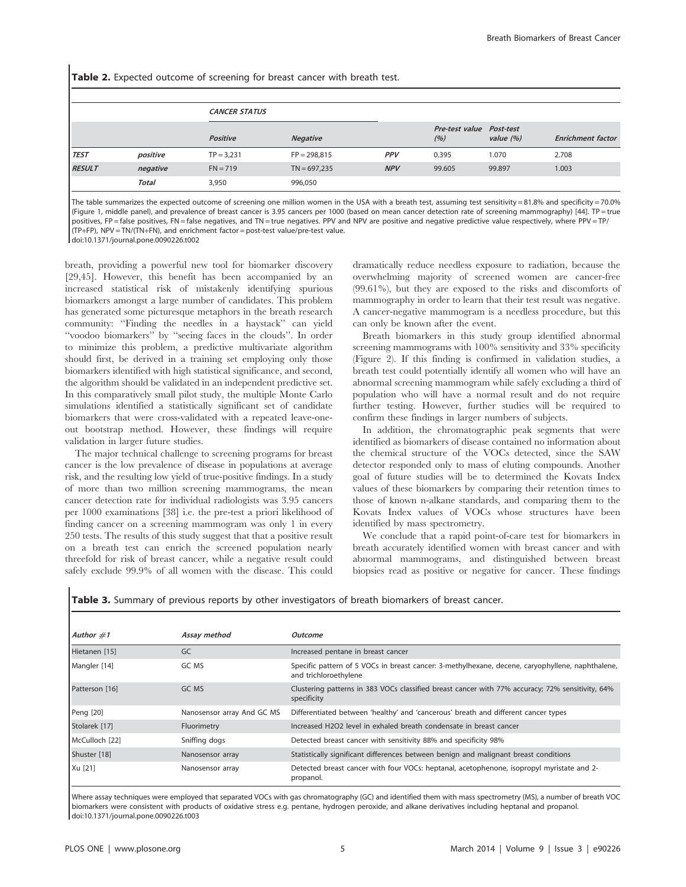**Table 2.** Expected outcome of screening for breast cancer with breath test.

| | | *CANCER STATUS* | | | | | |
|---|---|---|---|---|---|---|---|
| | | *Positive* | *Negative* | | *Pre-test value (%)* | *Post-test value (%)* | *Enrichment factor* |
| ***TEST*** | *positive* | TP = 3,231 | FP = 298,815 | ***PPV*** | 0.395 | 1.070 | 2.708 |
| ***RESULT*** | *negative* | FN = 719 | TN = 697,235 | ***NPV*** | 99.605 | 99.897 | 1.003 |
| | ***Total*** | 3,950 | 996,050 | | | | |

The table summarizes the expected outcome of screening one million women in the USA with a breath test, assuming test sensitivity = 81.8% and specificity = 70.0% (Figure 1, middle panel), and prevalence of breast cancer is 3.95 cancers per 1000 (based on mean cancer detection rate of screening mammography) [44]. TP = true positives, FP = false positives, FN = false negatives, and TN = true negatives. PPV and NPV are positive and negative predictive value respectively, where PPV = TP/(TP+FP), NPV = TN/(TN+FN), and enrichment factor = post-test value/pre-test value.
doi:10.1371/journal.pone.0090226.t002

breath, providing a powerful new tool for biomarker discovery [29,45]. However, this benefit has been accompanied by an increased statistical risk of mistakenly identifying spurious biomarkers amongst a large number of candidates. This problem has generated some picturesque metaphors in the breath research community: "Finding the needles in a haystack" can yield "voodoo biomarkers" by "seeing faces in the clouds". In order to minimize this problem, a predictive multivariate algorithm should first, be derived in a training set employing only those biomarkers identified with high statistical significance, and second, the algorithm should be validated in an independent predictive set. In this comparatively small pilot study, the multiple Monte Carlo simulations identified a statistically significant set of candidate biomarkers that were cross-validated with a repeated leave-one-out bootstrap method. However, these findings will require validation in larger future studies.

The major technical challenge to screening programs for breast cancer is the low prevalence of disease in populations at average risk, and the resulting low yield of true-positive findings. In a study of more than two million screening mammograms, the mean cancer detection rate for individual radiologists was 3.95 cancers per 1000 examinations [38] i.e. the pre-test a priori likelihood of finding cancer on a screening mammogram was only 1 in every 250 tests. The results of this study suggest that that a positive result on a breath test can enrich the screened population nearly threefold for risk of breast cancer, while a negative result could safely exclude 99.9% of all women with the disease. This could dramatically reduce needless exposure to radiation, because the overwhelming majority of screened women are cancer-free (99.61%), but they are exposed to the risks and discomforts of mammography in order to learn that their test result was negative. A cancer-negative mammogram is a needless procedure, but this can only be known after the event.

Breath biomarkers in this study group identified abnormal screening mammograms with 100% sensitivity and 33% specificity (Figure 2). If this finding is confirmed in validation studies, a breath test could potentially identify all women who will have an abnormal screening mammogram while safely excluding a third of population who will have a normal result and do not require further testing. However, further studies will be required to confirm these findings in larger numbers of subjects.

In addition, the chromatographic peak segments that were identified as biomarkers of disease contained no information about the chemical structure of the VOCs detected, since the SAW detector responded only to mass of eluting compounds. Another goal of future studies will be to determined the Kovats Index values of these biomarkers by comparing their retention times to those of known n-alkane standards, and comparing them to the Kovats Index values of VOCs whose structures have been identified by mass spectrometry.

We conclude that a rapid point-of-care test for biomarkers in breath accurately identified women with breast cancer and with abnormal mammograms, and distinguished between breast biopsies read as positive or negative for cancer. These findings

**Table 3.** Summary of previous reports by other investigators of breath biomarkers of breast cancer.

| *Author #1* | *Assay method* | *Outcome* |
|---|---|---|
| Hietanen [15] | GC | Increased pentane in breast cancer |
| Mangler [14] | GC MS | Specific pattern of 5 VOCs in breast cancer: 3-methylhexane, decene, caryophyllene, naphthalene, and trichloroethylene |
| Patterson [16] | GC MS | Clustering patterns in 383 VOCs classified breast cancer with 77% accuracy; 72% sensitivity, 64% specificity |
| Peng [20] | Nanosensor array And GC MS | Differentiated between 'healthy' and 'cancerous' breath and different cancer types |
| Stolarek [17] | Fluorimetry | Increased $H_2O_2$ level in exhaled breath condensate in breast cancer |
| McCulloch [22] | Sniffing dogs | Detected breast cancer with sensitivity 88% and specificity 98% |
| Shuster [18] | Nanosensor array | Statistically significant differences between benign and malignant breast conditions |
| Xu [21] | Nanosensor array | Detected breast cancer with four VOCs: heptanal, acetophenone, isopropyl myristate and 2-propanol. |

Where assay techniques were employed that separated VOCs with gas chromatography (GC) and identified them with mass spectrometry (MS), a number of breath VOC biomarkers were consistent with products of oxidative stress e.g. pentane, hydrogen peroxide, and alkane derivatives including heptanal and propanol.
doi:10.1371/journal.pone.0090226.t003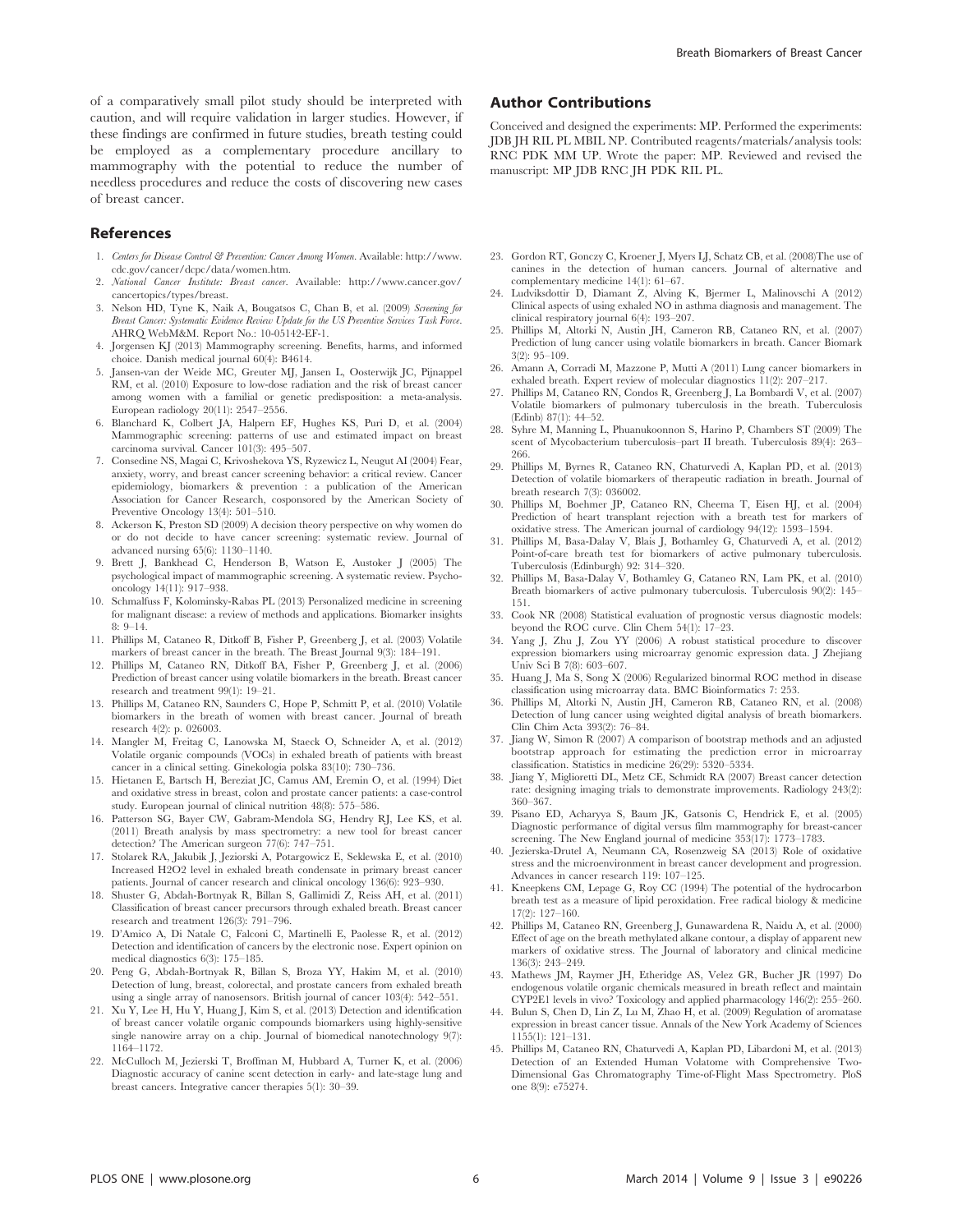of a comparatively small pilot study should be interpreted with caution, and will require validation in larger studies. However, if these findings are confirmed in future studies, breath testing could be employed as a complementary procedure ancillary to mammography with the potential to reduce the number of needless procedures and reduce the costs of discovering new cases of breast cancer.

## Author Contributions

Conceived and designed the experiments: MP. Performed the experiments: JDB JH RIL PL MBIL NP. Contributed reagents/materials/analysis tools: RNC PDK MM UP. Wrote the paper: MP. Reviewed and revised the manuscript: MP JDB RNC JH PDK RIL PL.

## References

1. *Centers for Disease Control & Prevention: Cancer Among Women*. Available: http://www.cdc.gov/cancer/dcpc/data/women.htm.
2. *National Cancer Institute: Breast cancer*. Available: http://www.cancer.gov/cancertopics/types/breast.
3. Nelson HD, Tyne K, Naik A, Bougatsos C, Chan B, et al. (2009) *Screening for Breast Cancer: Systematic Evidence Review Update for the US Preventive Services Task Force*. AHRQ WebM&M. Report No.: 10-05142-EF-1.
4. Jorgensen KJ (2013) Mammography screening. Benefits, harms, and informed choice. Danish medical journal 60(4): B4614.
5. Jansen-van der Weide MC, Greuter MJ, Jansen L, Oosterwijk JC, Pijnappel RM, et al. (2010) Exposure to low-dose radiation and the risk of breast cancer among women with a familial or genetic predisposition: a meta-analysis. European radiology 20(11): 2547–2556.
6. Blanchard K, Colbert JA, Halpern EF, Hughes KS, Puri D, et al. (2004) Mammographic screening: patterns of use and estimated impact on breast carcinoma survival. Cancer 101(3): 495–507.
7. Consedine NS, Magai C, Krivoshekova YS, Ryzewicz L, Neugut AI (2004) Fear, anxiety, worry, and breast cancer screening behavior: a critical review. Cancer epidemiology, biomarkers & prevention : a publication of the American Association for Cancer Research, cosponsored by the American Society of Preventive Oncology 13(4): 501–510.
8. Ackerson K, Preston SD (2009) A decision theory perspective on why women do or do not decide to have cancer screening: systematic review. Journal of advanced nursing 65(6): 1130–1140.
9. Brett J, Bankhead C, Henderson B, Watson E, Austoker J (2005) The psychological impact of mammographic screening. A systematic review. Psycho-oncology 14(11): 917–938.
10. Schmalfuss F, Kolominsky-Rabas PL (2013) Personalized medicine in screening for malignant disease: a review of methods and applications. Biomarker insights 8: 9–14.
11. Phillips M, Cataneo R, Ditkoff B, Fisher P, Greenberg J, et al. (2003) Volatile markers of breast cancer in the breath. The Breast Journal 9(3): 184–191.
12. Phillips M, Cataneo RN, Ditkoff BA, Fisher P, Greenberg J, et al. (2006) Prediction of breast cancer using volatile biomarkers in the breath. Breast cancer research and treatment 99(1): 19–21.
13. Phillips M, Cataneo RN, Saunders C, Hope P, Schmitt P, et al. (2010) Volatile biomarkers in the breath of women with breast cancer. Journal of breath research 4(2): p. 026003.
14. Mangler M, Freitag C, Lanowska M, Staeck O, Schneider A, et al. (2012) Volatile organic compounds (VOCs) in exhaled breath of patients with breast cancer in a clinical setting. Ginekologia polska 83(10): 730–736.
15. Hietanen E, Bartsch H, Bereziat JC, Camus AM, Eremin O, et al. (1994) Diet and oxidative stress in breast, colon and prostate cancer patients: a case-control study. European journal of clinical nutrition 48(8): 575–586.
16. Patterson SG, Bayer CW, Gabram-Mendola SG, Hendry RJ, Lee KS, et al. (2011) Breath analysis by mass spectrometry: a new tool for breast cancer detection? The American surgeon 77(6): 747–751.
17. Stolarek RA, Jakubik J, Jeziorski A, Potargowicz E, Seklewska E, et al. (2010) Increased H2O2 level in exhaled breath condensate in primary breast cancer patients. Journal of cancer research and clinical oncology 136(6): 923–930.
18. Shuster G, Abdah-Bortnyak R, Billan S, Gallimidi Z, Reiss AH, et al. (2011) Classification of breast cancer precursors through exhaled breath. Breast cancer research and treatment 126(3): 791–796.
19. D'Amico A, Di Natale C, Falconi C, Martinelli E, Paolesse R, et al. (2012) Detection and identification of cancers by the electronic nose. Expert opinion on medical diagnostics 6(3): 175–185.
20. Peng G, Abdah-Bortnyak R, Billan S, Broza YY, Hakim M, et al. (2010) Detection of lung, breast, colorectal, and prostate cancers from exhaled breath using a single array of nanosensors. British journal of cancer 103(4): 542–551.
21. Xu Y, Lee H, Hu Y, Huang J, Kim S, et al. (2013) Detection and identification of breast cancer volatile organic compounds biomarkers using highly-sensitive single nanowire array on a chip. Journal of biomedical nanotechnology 9(7): 1164–1172.
22. McCulloch M, Jezierski T, Broffman M, Hubbard A, Turner K, et al. (2006) Diagnostic accuracy of canine scent detection in early- and late-stage lung and breast cancers. Integrative cancer therapies 5(1): 30–39.
23. Gordon RT, Gonczy C, Kroener J, Myers LJ, Schatz CB, et al. (2008)The use of canines in the detection of human cancers. Journal of alternative and complementary medicine 14(1): 61–67.
24. Ludviksdottir D, Diamant Z, Alving K, Bjermer L, Malinovschi A (2012) Clinical aspects of using exhaled NO in asthma diagnosis and management. The clinical respiratory journal 6(4): 193–207.
25. Phillips M, Altorki N, Austin JH, Cameron RB, Cataneo RN, et al. (2007) Prediction of lung cancer using volatile biomarkers in breath. Cancer Biomark 3(2): 95–109.
26. Amann A, Corradi M, Mazzone P, Mutti A (2011) Lung cancer biomarkers in exhaled breath. Expert review of molecular diagnostics 11(2): 207–217.
27. Phillips M, Cataneo RN, Condos R, Greenberg J, La Bombardi V, et al. (2007) Volatile biomarkers of pulmonary tuberculosis in the breath. Tuberculosis (Edinb) 87(1): 44–52.
28. Syhre M, Manning L, Phuanukoonnon S, Harino P, Chambers ST (2009) The scent of Mycobacterium tuberculosis–part II breath. Tuberculosis 89(4): 263–266.
29. Phillips M, Byrnes R, Cataneo RN, Chaturvedi A, Kaplan PD, et al. (2013) Detection of volatile biomarkers of therapeutic radiation in breath. Journal of breath research 7(3): 036002.
30. Phillips M, Boehmer JP, Cataneo RN, Cheema T, Eisen HJ, et al. (2004) Prediction of heart transplant rejection with a breath test for markers of oxidative stress. The American journal of cardiology 94(12): 1593–1594.
31. Phillips M, Basa-Dalay V, Blais J, Bothamley G, Chaturvedi A, et al. (2012) Point-of-care breath test for biomarkers of active pulmonary tuberculosis. Tuberculosis (Edinburgh) 92: 314–320.
32. Phillips M, Basa-Dalay V, Bothamley G, Cataneo RN, Lam PK, et al. (2010) Breath biomarkers of active pulmonary tuberculosis. Tuberculosis 90(2): 145–151.
33. Cook NR (2008) Statistical evaluation of prognostic versus diagnostic models: beyond the ROC curve. Clin Chem 54(1): 17–23.
34. Yang J, Zhu J, Zou YY (2006) A robust statistical procedure to discover expression biomarkers using microarray genomic expression data. J Zhejiang Univ Sci B 7(8): 603–607.
35. Huang J, Ma S, Song X (2006) Regularized binormal ROC method in disease classification using microarray data. BMC Bioinformatics 7: 253.
36. Phillips M, Altorki N, Austin JH, Cameron RB, Cataneo RN, et al. (2008) Detection of lung cancer using weighted digital analysis of breath biomarkers. Clin Chim Acta 393(2): 76–84.
37. Jiang W, Simon R (2007) A comparison of bootstrap methods and an adjusted bootstrap approach for estimating the prediction error in microarray classification. Statistics in medicine 26(29): 5320–5334.
38. Jiang Y, Miglioretti DL, Metz CE, Schmidt RA (2007) Breast cancer detection rate: designing imaging trials to demonstrate improvements. Radiology 243(2): 360–367.
39. Pisano ED, Acharyya S, Baum JK, Gatsonis C, Hendrick E, et al. (2005) Diagnostic performance of digital versus film mammography for breast-cancer screening. The New England journal of medicine 353(17): 1773–1783.
40. Jezierska-Drutel A, Neumann CA, Rosenzweig SA (2013) Role of oxidative stress and the microenvironment in breast cancer development and progression. Advances in cancer research 119: 107–125.
41. Kneepkens CM, Lepage G, Roy CC (1994) The potential of the hydrocarbon breath test as a measure of lipid peroxidation. Free radical biology & medicine 17(2): 127–160.
42. Phillips M, Cataneo RN, Greenberg J, Gunawardena R, Naidu A, et al. (2000) Effect of age on the breath methylated alkane contour, a display of apparent new markers of oxidative stress. The Journal of laboratory and clinical medicine 136(3): 243–249.
43. Mathews JM, Raymer JH, Etheridge AS, Velez GR, Bucher JR (1997) Do endogenous volatile organic chemicals measured in breath reflect and maintain CYP2E1 levels in vivo? Toxicology and applied pharmacology 146(2): 255–260.
44. Bulun S, Chen D, Lin Z, Lu M, Zhao H, et al. (2009) Regulation of aromatase expression in breast cancer tissue. Annals of the New York Academy of Sciences 1155(1): 121–131.
45. Phillips M, Cataneo RN, Chaturvedi A, Kaplan PD, Libardoni M, et al. (2013) Detection of an Extended Human Volatome with Comprehensive Two-Dimensional Gas Chromatography Time-of-Flight Mass Spectrometry. PloS one 8(9): e75274.